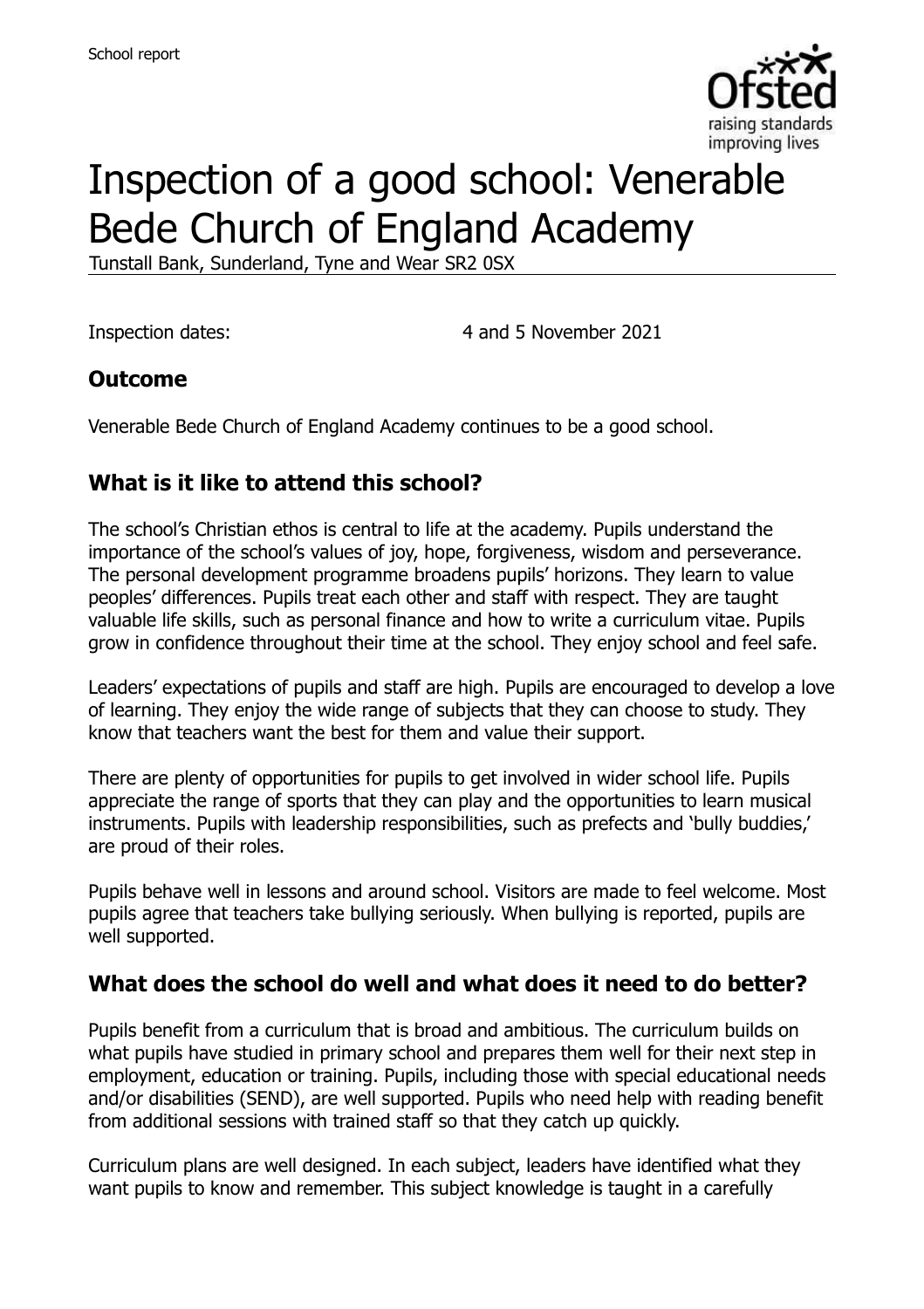School report

# Inspection of a good school: Venerable Bede Church of England Academy

Tunstall Bank, Sunderland, Tyne and Wear SR2 0SX

Inspection dates: 4 and 5 November 2021

## Outcome

Venerable Bede Church of England Academy continues to be a good school.

## What is it like to attend this school?

The school's Christian ethos is central to life at the academy. Pupils understand the importance of the school's values of joy, hope, forgiveness, wisdom and perseverance. The personal development programme broadens pupils' horizons. They learn to value peoples' differences. Pupils treat each other and staff with respect. They are taught valuable life skills, such as personal finance and how to write a curriculum vitae. Pupils grow in confidence throughout their time at the school. They enjoy school and feel safe.

Leaders' expectations of pupils and staff are high. Pupils are encouraged to develop a love of learning. They enjoy the wide range of subjects that they can choose to study. They know that teachers want the best for them and value their support.

There are plenty of opportunities for pupils to get involved in wider school life. Pupils appreciate the range of sports that they can play and the opportunities to learn musical instruments. Pupils with leadership responsibilities, such as prefects and 'bully buddies,' are proud of their roles.

Pupils behave well in lessons and around school. Visitors are made to feel welcome. Most pupils agree that teachers take bullying seriously. When bullying is reported, pupils are well supported.

## What does the school do well and what does it need to do better?

Pupils benefit from a curriculum that is broad and ambitious. The curriculum builds on what pupils have studied in primary school and prepares them well for their next step in employment, education or training. Pupils, including those with special educational needs and/or disabilities (SEND), are well supported. Pupils who need help with reading benefit from additional sessions with trained staff so that they catch up quickly.

Curriculum plans are well designed. In each subject, leaders have identified what they want pupils to know and remember. This subject knowledge is taught in a carefully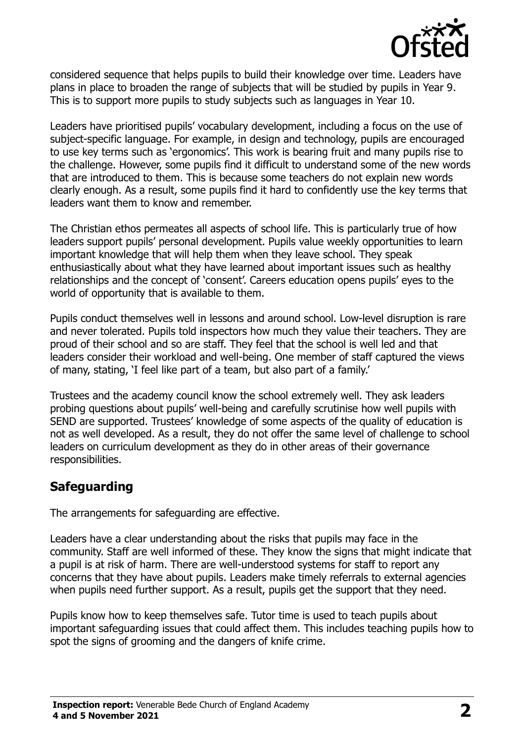considered sequence that helps pupils to build their knowledge over time. Leaders have plans in place to broaden the range of subjects that will be studied by pupils in Year 9. This is to support more pupils to study subjects such as languages in Year 10.

Leaders have prioritised pupils' vocabulary development, including a focus on the use of subject-specific language. For example, in design and technology, pupils are encouraged to use key terms such as 'ergonomics'. This work is bearing fruit and many pupils rise to the challenge. However, some pupils find it difficult to understand some of the new words that are introduced to them. This is because some teachers do not explain new words clearly enough. As a result, some pupils find it hard to confidently use the key terms that leaders want them to know and remember.

The Christian ethos permeates all aspects of school life. This is particularly true of how leaders support pupils' personal development. Pupils value weekly opportunities to learn important knowledge that will help them when they leave school. They speak enthusiastically about what they have learned about important issues such as healthy relationships and the concept of 'consent'. Careers education opens pupils' eyes to the world of opportunity that is available to them.

Pupils conduct themselves well in lessons and around school. Low-level disruption is rare and never tolerated. Pupils told inspectors how much they value their teachers. They are proud of their school and so are staff. They feel that the school is well led and that leaders consider their workload and well-being. One member of staff captured the views of many, stating, 'I feel like part of a team, but also part of a family.'

Trustees and the academy council know the school extremely well. They ask leaders probing questions about pupils' well-being and carefully scrutinise how well pupils with SEND are supported. Trustees' knowledge of some aspects of the quality of education is not as well developed. As a result, they do not offer the same level of challenge to school leaders on curriculum development as they do in other areas of their governance responsibilities.

## Safeguarding

The arrangements for safeguarding are effective.

Leaders have a clear understanding about the risks that pupils may face in the community. Staff are well informed of these. They know the signs that might indicate that a pupil is at risk of harm. There are well-understood systems for staff to report any concerns that they have about pupils. Leaders make timely referrals to external agencies when pupils need further support. As a result, pupils get the support that they need.

Pupils know how to keep themselves safe. Tutor time is used to teach pupils about important safeguarding issues that could affect them. This includes teaching pupils how to spot the signs of grooming and the dangers of knife crime.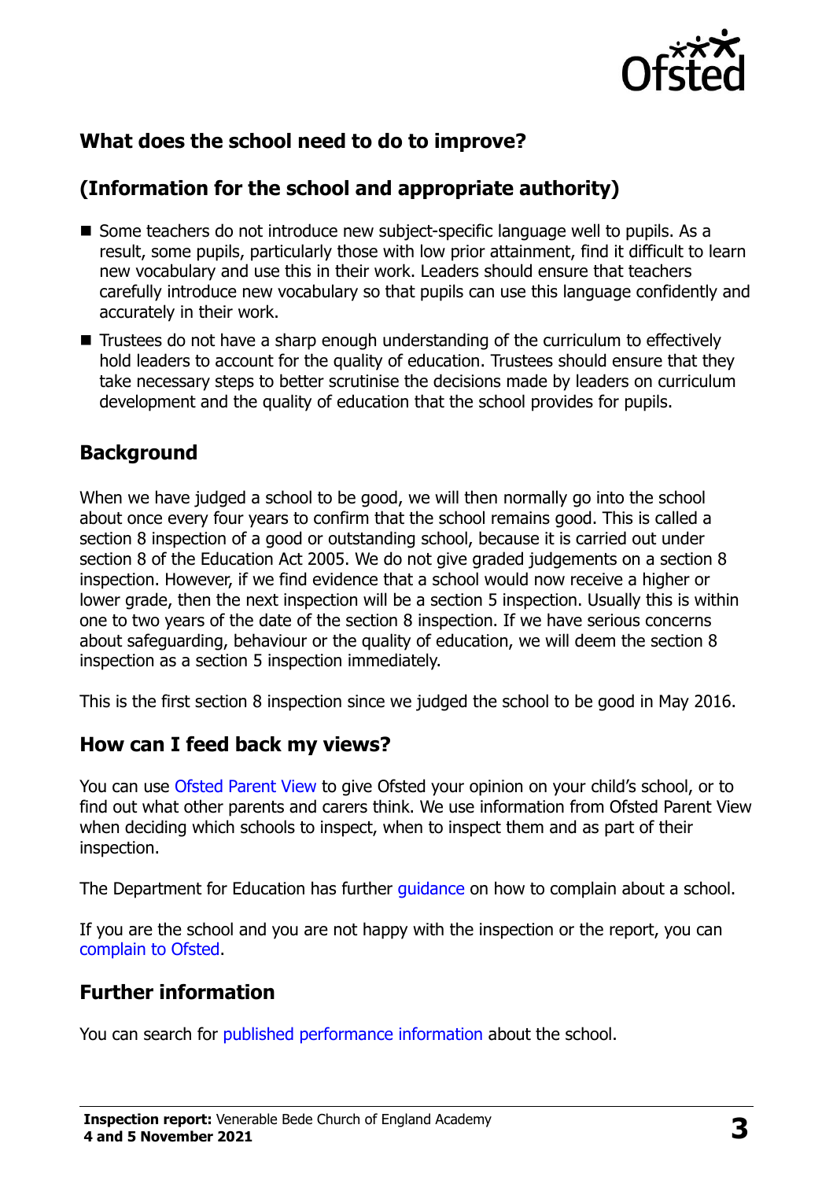## What does the school need to do to improve?

## (Information for the school and appropriate authority)

- Some teachers do not introduce new subject-specific language well to pupils. As a result, some pupils, particularly those with low prior attainment, find it difficult to learn new vocabulary and use this in their work. Leaders should ensure that teachers carefully introduce new vocabulary so that pupils can use this language confidently and accurately in their work.
- Trustees do not have a sharp enough understanding of the curriculum to effectively hold leaders to account for the quality of education. Trustees should ensure that they take necessary steps to better scrutinise the decisions made by leaders on curriculum development and the quality of education that the school provides for pupils.

## Background

When we have judged a school to be good, we will then normally go into the school about once every four years to confirm that the school remains good. This is called a section 8 inspection of a good or outstanding school, because it is carried out under section 8 of the Education Act 2005. We do not give graded judgements on a section 8 inspection. However, if we find evidence that a school would now receive a higher or lower grade, then the next inspection will be a section 5 inspection. Usually this is within one to two years of the date of the section 8 inspection. If we have serious concerns about safeguarding, behaviour or the quality of education, we will deem the section 8 inspection as a section 5 inspection immediately.

This is the first section 8 inspection since we judged the school to be good in May 2016.

## How can I feed back my views?

You can use Ofsted Parent View to give Ofsted your opinion on your child's school, or to find out what other parents and carers think. We use information from Ofsted Parent View when deciding which schools to inspect, when to inspect them and as part of their inspection.

The Department for Education has further guidance on how to complain about a school.

If you are the school and you are not happy with the inspection or the report, you can complain to Ofsted.

## Further information

You can search for published performance information about the school.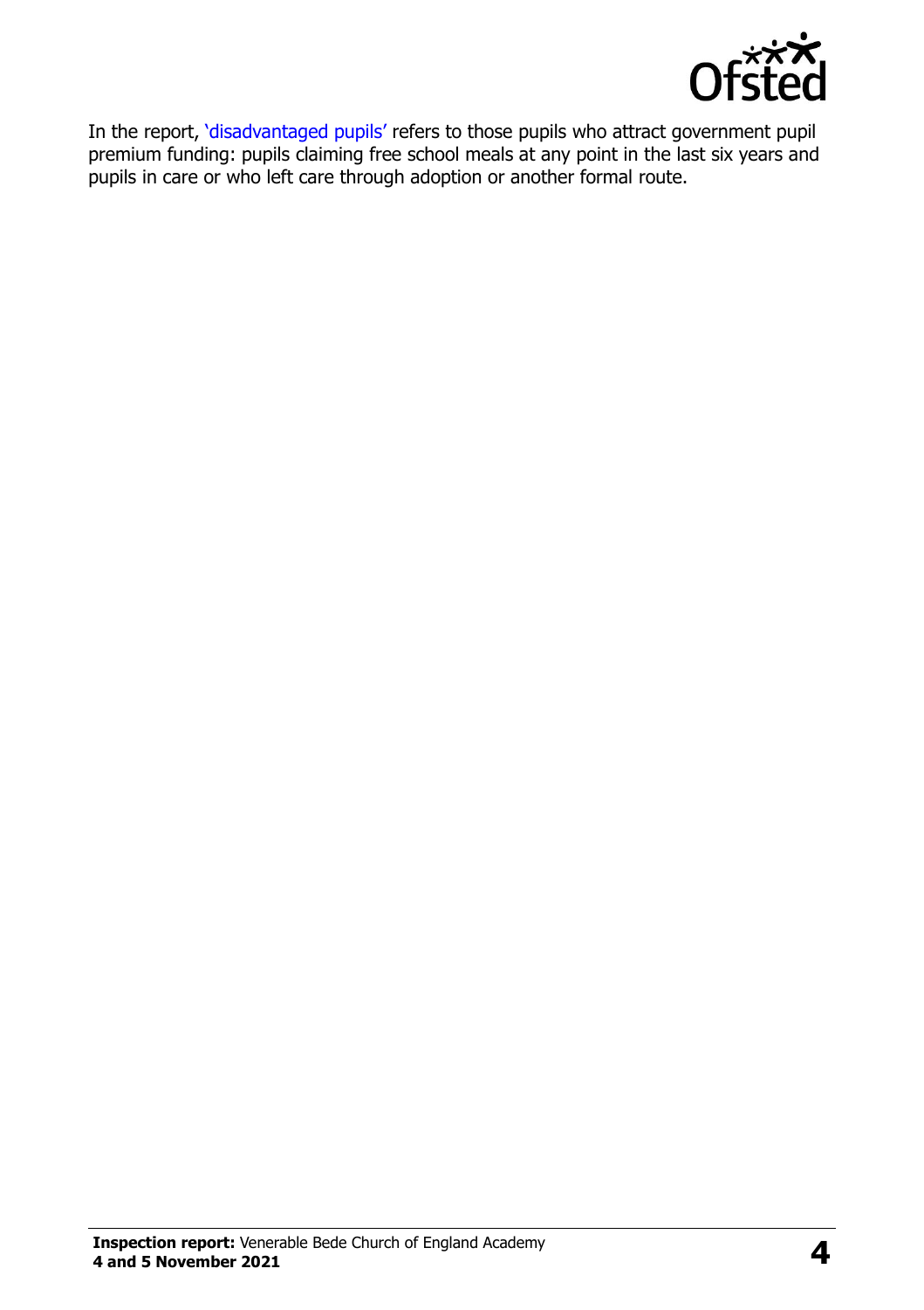In the report, 'disadvantaged pupils' refers to those pupils who attract government pupil premium funding: pupils claiming free school meals at any point in the last six years and pupils in care or who left care through adoption or another formal route.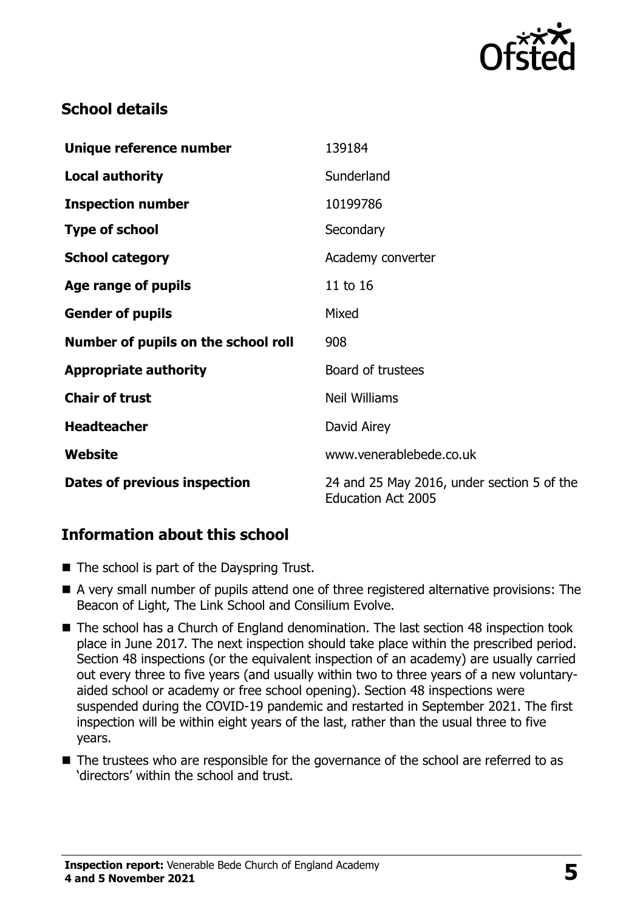## School details

| | |
|---|---|
| **Unique reference number** | 139184 |
| **Local authority** | Sunderland |
| **Inspection number** | 10199786 |
| **Type of school** | Secondary |
| **School category** | Academy converter |
| **Age range of pupils** | 11 to 16 |
| **Gender of pupils** | Mixed |
| **Number of pupils on the school roll** | 908 |
| **Appropriate authority** | Board of trustees |
| **Chair of trust** | Neil Williams |
| **Headteacher** | David Airey |
| **Website** | www.venerablebede.co.uk |
| **Dates of previous inspection** | 24 and 25 May 2016, under section 5 of the Education Act 2005 |

## Information about this school

- The school is part of the Dayspring Trust.
- A very small number of pupils attend one of three registered alternative provisions: The Beacon of Light, The Link School and Consilium Evolve.
- The school has a Church of England denomination. The last section 48 inspection took place in June 2017. The next inspection should take place within the prescribed period. Section 48 inspections (or the equivalent inspection of an academy) are usually carried out every three to five years (and usually within two to three years of a new voluntary-aided school or academy or free school opening). Section 48 inspections were suspended during the COVID-19 pandemic and restarted in September 2021. The first inspection will be within eight years of the last, rather than the usual three to five years.
- The trustees who are responsible for the governance of the school are referred to as 'directors' within the school and trust.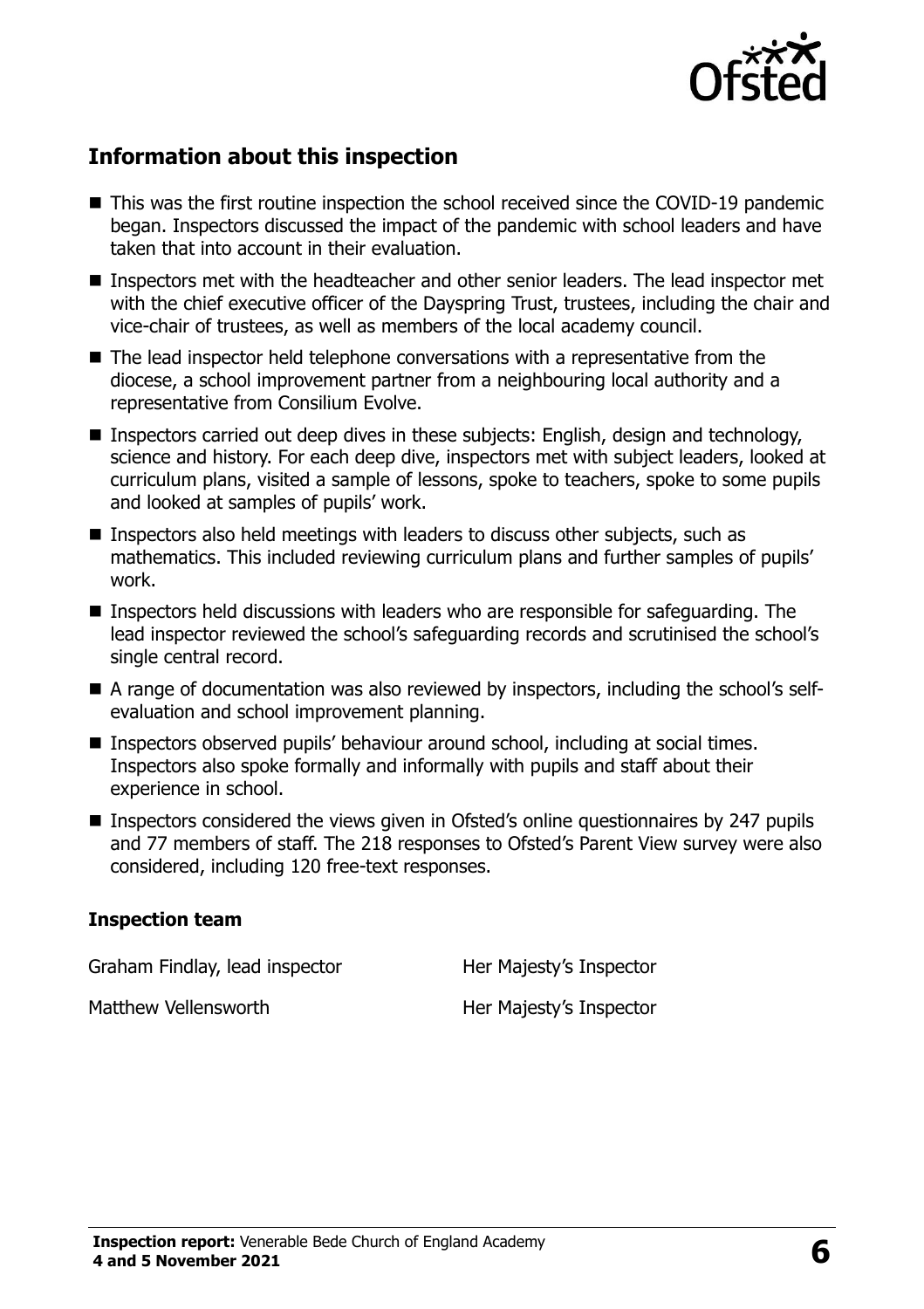## Information about this inspection

- This was the first routine inspection the school received since the COVID-19 pandemic began. Inspectors discussed the impact of the pandemic with school leaders and have taken that into account in their evaluation.
- Inspectors met with the headteacher and other senior leaders. The lead inspector met with the chief executive officer of the Dayspring Trust, trustees, including the chair and vice-chair of trustees, as well as members of the local academy council.
- The lead inspector held telephone conversations with a representative from the diocese, a school improvement partner from a neighbouring local authority and a representative from Consilium Evolve.
- Inspectors carried out deep dives in these subjects: English, design and technology, science and history. For each deep dive, inspectors met with subject leaders, looked at curriculum plans, visited a sample of lessons, spoke to teachers, spoke to some pupils and looked at samples of pupils' work.
- Inspectors also held meetings with leaders to discuss other subjects, such as mathematics. This included reviewing curriculum plans and further samples of pupils' work.
- Inspectors held discussions with leaders who are responsible for safeguarding. The lead inspector reviewed the school's safeguarding records and scrutinised the school's single central record.
- A range of documentation was also reviewed by inspectors, including the school's self-evaluation and school improvement planning.
- Inspectors observed pupils' behaviour around school, including at social times. Inspectors also spoke formally and informally with pupils and staff about their experience in school.
- Inspectors considered the views given in Ofsted's online questionnaires by 247 pupils and 77 members of staff. The 218 responses to Ofsted's Parent View survey were also considered, including 120 free-text responses.

### Inspection team

| | |
|---|---|
| Graham Findlay, lead inspector | Her Majesty's Inspector |
| Matthew Vellensworth | Her Majesty's Inspector |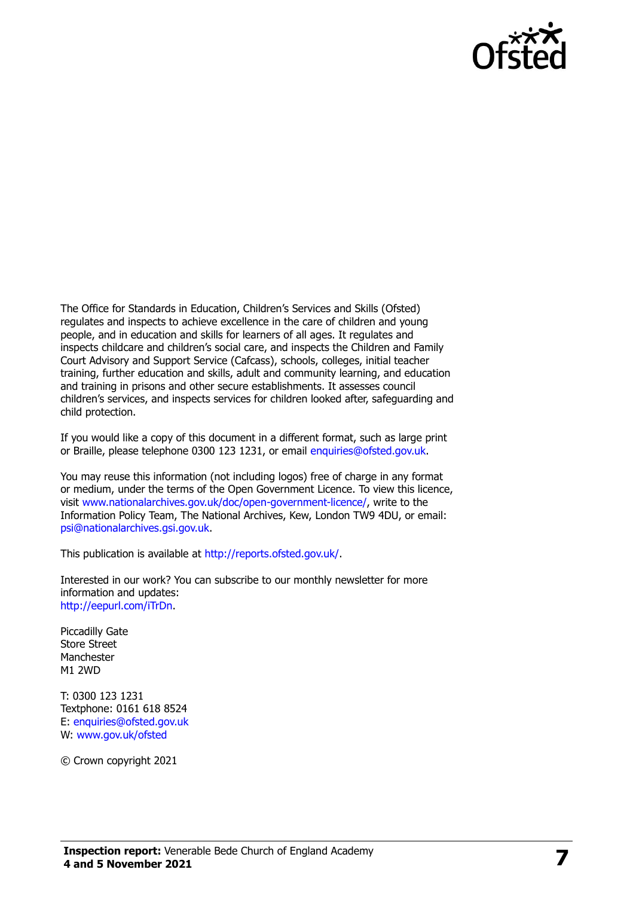The Office for Standards in Education, Children's Services and Skills (Ofsted) regulates and inspects to achieve excellence in the care of children and young people, and in education and skills for learners of all ages. It regulates and inspects childcare and children's social care, and inspects the Children and Family Court Advisory and Support Service (Cafcass), schools, colleges, initial teacher training, further education and skills, adult and community learning, and education and training in prisons and other secure establishments. It assesses council children's services, and inspects services for children looked after, safeguarding and child protection.

If you would like a copy of this document in a different format, such as large print or Braille, please telephone 0300 123 1231, or email enquiries@ofsted.gov.uk.

You may reuse this information (not including logos) free of charge in any format or medium, under the terms of the Open Government Licence. To view this licence, visit www.nationalarchives.gov.uk/doc/open-government-licence/, write to the Information Policy Team, The National Archives, Kew, London TW9 4DU, or email: psi@nationalarchives.gsi.gov.uk.

This publication is available at http://reports.ofsted.gov.uk/.

Interested in our work? You can subscribe to our monthly newsletter for more information and updates:
http://eepurl.com/iTrDn.

Piccadilly Gate
Store Street
Manchester
M1 2WD

T: 0300 123 1231
Textphone: 0161 618 8524
E: enquiries@ofsted.gov.uk
W: www.gov.uk/ofsted

© Crown copyright 2021